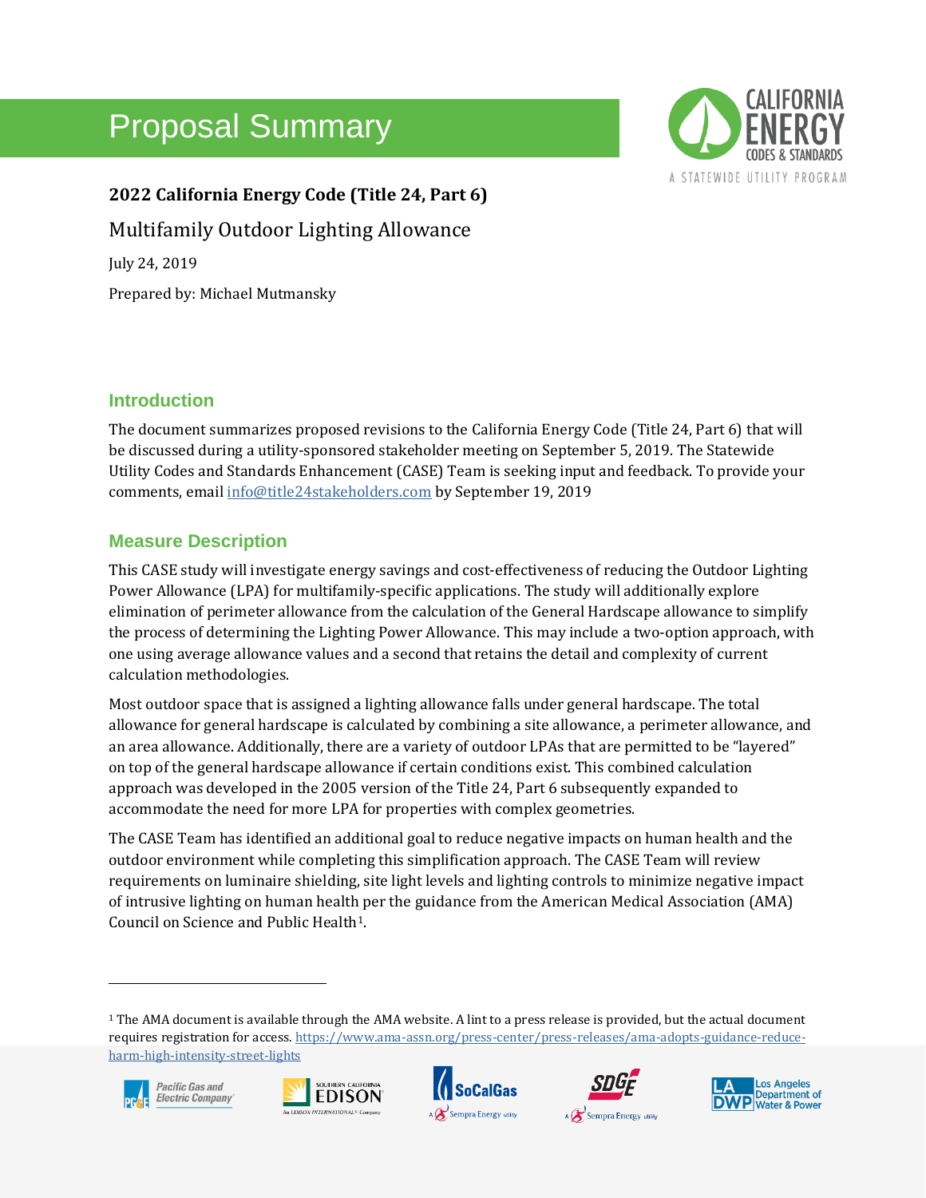# Proposal Summary

**2022 California Energy Code (Title 24, Part 6)**

Multifamily Outdoor Lighting Allowance

July 24, 2019

Prepared by: Michael Mutmansky

## Introduction

The document summarizes proposed revisions to the California Energy Code (Title 24, Part 6) that will be discussed during a utility-sponsored stakeholder meeting on September 5, 2019. The Statewide Utility Codes and Standards Enhancement (CASE) Team is seeking input and feedback. To provide your comments, email info@title24stakeholders.com by September 19, 2019

## Measure Description

This CASE study will investigate energy savings and cost-effectiveness of reducing the Outdoor Lighting Power Allowance (LPA) for multifamily-specific applications. The study will additionally explore elimination of perimeter allowance from the calculation of the General Hardscape allowance to simplify the process of determining the Lighting Power Allowance. This may include a two-option approach, with one using average allowance values and a second that retains the detail and complexity of current calculation methodologies.

Most outdoor space that is assigned a lighting allowance falls under general hardscape. The total allowance for general hardscape is calculated by combining a site allowance, a perimeter allowance, and an area allowance. Additionally, there are a variety of outdoor LPAs that are permitted to be "layered" on top of the general hardscape allowance if certain conditions exist. This combined calculation approach was developed in the 2005 version of the Title 24, Part 6 subsequently expanded to accommodate the need for more LPA for properties with complex geometries.

The CASE Team has identified an additional goal to reduce negative impacts on human health and the outdoor environment while completing this simplification approach. The CASE Team will review requirements on luminaire shielding, site light levels and lighting controls to minimize negative impact of intrusive lighting on human health per the guidance from the American Medical Association (AMA) Council on Science and Public Health[1].

[1] The AMA document is available through the AMA website. A lint to a press release is provided, but the actual document requires registration for access. https://www.ama-assn.org/press-center/press-releases/ama-adopts-guidance-reduce-harm-high-intensity-street-lights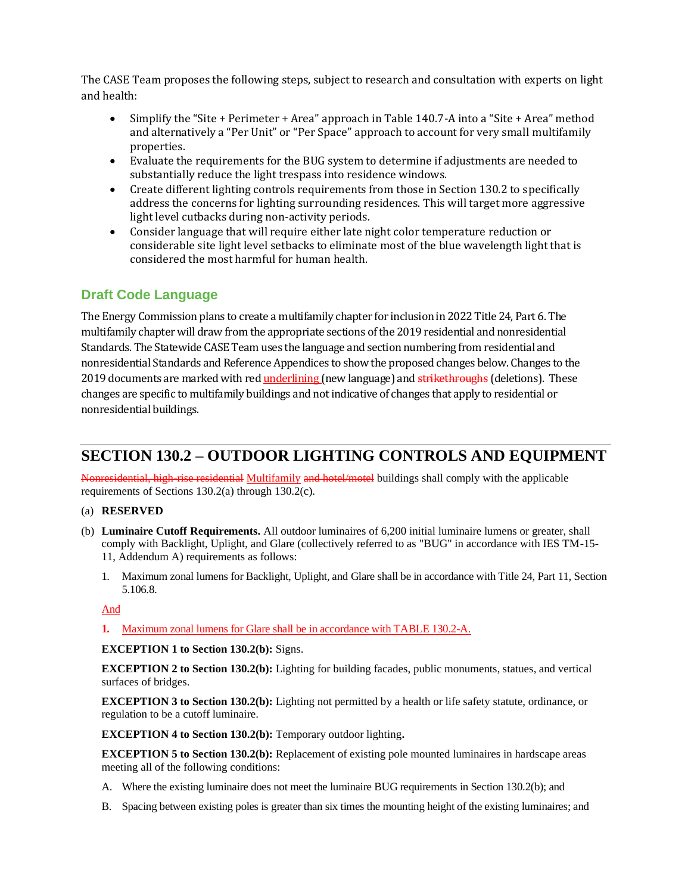The CASE Team proposes the following steps, subject to research and consultation with experts on light and health:

- Simplify the "Site + Perimeter + Area" approach in Table 140.7-A into a "Site + Area" method and alternatively a "Per Unit" or "Per Space" approach to account for very small multifamily properties.
- Evaluate the requirements for the BUG system to determine if adjustments are needed to substantially reduce the light trespass into residence windows.
- Create different lighting controls requirements from those in Section 130.2 to specifically address the concerns for lighting surrounding residences. This will target more aggressive light level cutbacks during non-activity periods.
- Consider language that will require either late night color temperature reduction or considerable site light level setbacks to eliminate most of the blue wavelength light that is considered the most harmful for human health.

## Draft Code Language

The Energy Commission plans to create a multifamily chapter for inclusion in 2022 Title 24, Part 6. The multifamily chapter will draw from the appropriate sections of the 2019 residential and nonresidential Standards. The Statewide CASE Team uses the language and section numbering from residential and nonresidential Standards and Reference Appendices to show the proposed changes below. Changes to the 2019 documents are marked with red <u>underlining</u> (new language) and ~~strikethroughs~~ (deletions). These changes are specific to multifamily buildings and not indicative of changes that apply to residential or nonresidential buildings.

# SECTION 130.2 – OUTDOOR LIGHTING CONTROLS AND EQUIPMENT

~~Nonresidential, high-rise residential~~ <u>Multifamily</u> ~~and hotel/motel~~ buildings shall comply with the applicable requirements of Sections 130.2(a) through 130.2(c).

(a) **RESERVED**

(b) **Luminaire Cutoff Requirements.** All outdoor luminaires of 6,200 initial luminaire lumens or greater, shall comply with Backlight, Uplight, and Glare (collectively referred to as "BUG" in accordance with IES TM-15-11, Addendum A) requirements as follows:

1. Maximum zonal lumens for Backlight, Uplight, and Glare shall be in accordance with Title 24, Part 11, Section 5.106.8.

<u>And</u>

**<u>1.</u>** <u>Maximum zonal lumens for Glare shall be in accordance with TABLE 130.2-A.</u>

**EXCEPTION 1 to Section 130.2(b):** Signs.

**EXCEPTION 2 to Section 130.2(b):** Lighting for building facades, public monuments, statues, and vertical surfaces of bridges.

**EXCEPTION 3 to Section 130.2(b):** Lighting not permitted by a health or life safety statute, ordinance, or regulation to be a cutoff luminaire.

**EXCEPTION 4 to Section 130.2(b):** Temporary outdoor lighting**.**

**EXCEPTION 5 to Section 130.2(b):** Replacement of existing pole mounted luminaires in hardscape areas meeting all of the following conditions:

A. Where the existing luminaire does not meet the luminaire BUG requirements in Section 130.2(b); and

B. Spacing between existing poles is greater than six times the mounting height of the existing luminaires; and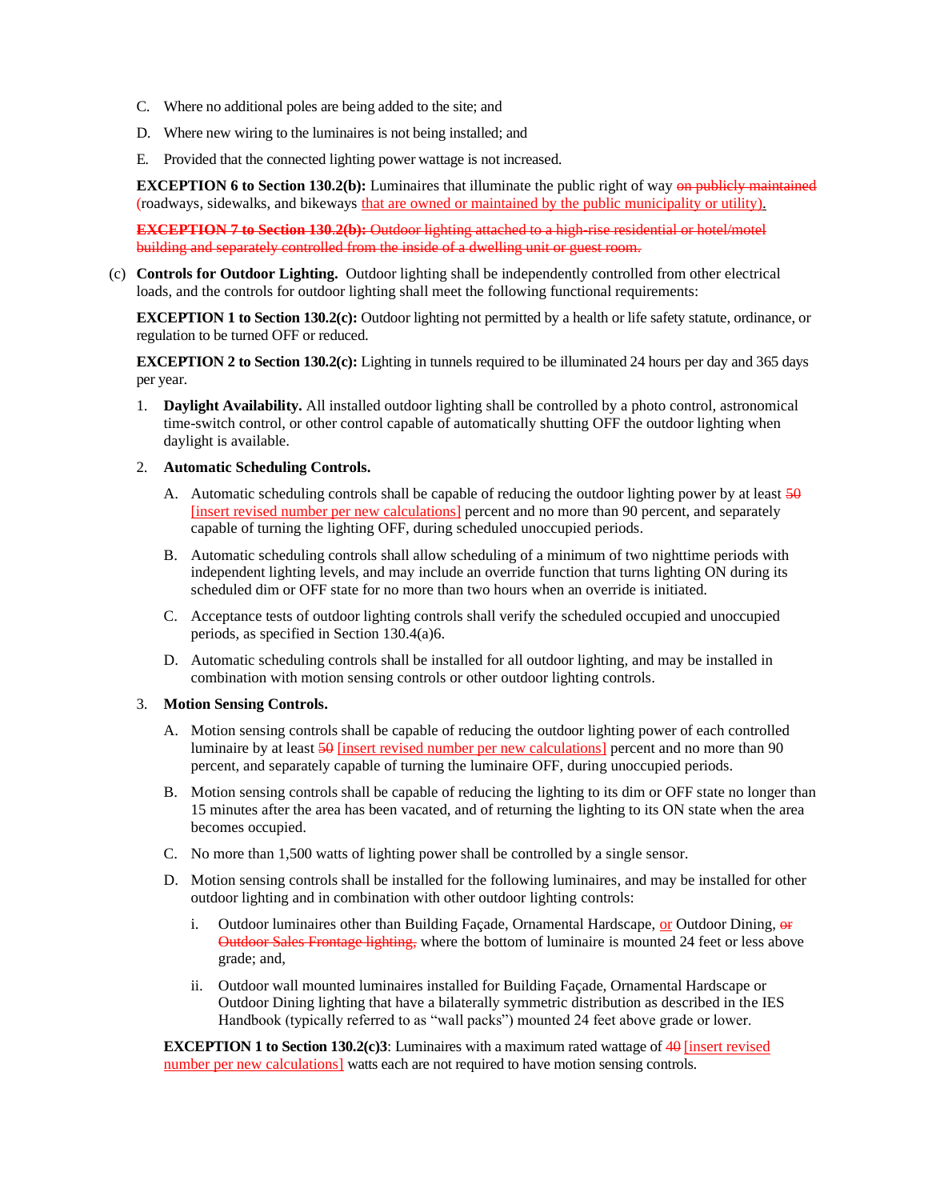C. Where no additional poles are being added to the site; and

D. Where new wiring to the luminaires is not being installed; and

E. Provided that the connected lighting power wattage is not increased.

**EXCEPTION 6 to Section 130.2(b):** Luminaires that illuminate the public right of way ~~on publicly maintained~~ (roadways, sidewalks, and bikeways <u>that are owned or maintained by the public municipality or utility)</u>.

~~**EXCEPTION 7 to Section 130.2(b):** Outdoor lighting attached to a high-rise residential or hotel/motel building and separately controlled from the inside of a dwelling unit or guest room.~~

(c) **Controls for Outdoor Lighting.** Outdoor lighting shall be independently controlled from other electrical loads, and the controls for outdoor lighting shall meet the following functional requirements:

**EXCEPTION 1 to Section 130.2(c):** Outdoor lighting not permitted by a health or life safety statute, ordinance, or regulation to be turned OFF or reduced.

**EXCEPTION 2 to Section 130.2(c):** Lighting in tunnels required to be illuminated 24 hours per day and 365 days per year.

1. **Daylight Availability.** All installed outdoor lighting shall be controlled by a photo control, astronomical time-switch control, or other control capable of automatically shutting OFF the outdoor lighting when daylight is available.

2. **Automatic Scheduling Controls.**

   A. Automatic scheduling controls shall be capable of reducing the outdoor lighting power by at least ~~50~~ <u>[insert revised number per new calculations]</u> percent and no more than 90 percent, and separately capable of turning the lighting OFF, during scheduled unoccupied periods.

   B. Automatic scheduling controls shall allow scheduling of a minimum of two nighttime periods with independent lighting levels, and may include an override function that turns lighting ON during its scheduled dim or OFF state for no more than two hours when an override is initiated.

   C. Acceptance tests of outdoor lighting controls shall verify the scheduled occupied and unoccupied periods, as specified in Section 130.4(a)6.

   D. Automatic scheduling controls shall be installed for all outdoor lighting, and may be installed in combination with motion sensing controls or other outdoor lighting controls.

3. **Motion Sensing Controls.**

   A. Motion sensing controls shall be capable of reducing the outdoor lighting power of each controlled luminaire by at least ~~50~~ <u>[insert revised number per new calculations]</u> percent and no more than 90 percent, and separately capable of turning the luminaire OFF, during unoccupied periods.

   B. Motion sensing controls shall be capable of reducing the lighting to its dim or OFF state no longer than 15 minutes after the area has been vacated, and of returning the lighting to its ON state when the area becomes occupied.

   C. No more than 1,500 watts of lighting power shall be controlled by a single sensor.

   D. Motion sensing controls shall be installed for the following luminaires, and may be installed for other outdoor lighting and in combination with other outdoor lighting controls:

      i. Outdoor luminaires other than Building Façade, Ornamental Hardscape, <u>or</u> Outdoor Dining, ~~or Outdoor Sales Frontage lighting,~~ where the bottom of luminaire is mounted 24 feet or less above grade; and,

      ii. Outdoor wall mounted luminaires installed for Building Façade, Ornamental Hardscape or Outdoor Dining lighting that have a bilaterally symmetric distribution as described in the IES Handbook (typically referred to as "wall packs") mounted 24 feet above grade or lower.

   **EXCEPTION 1 to Section 130.2(c)3**: Luminaires with a maximum rated wattage of ~~40~~ <u>[insert revised number per new calculations]</u> watts each are not required to have motion sensing controls.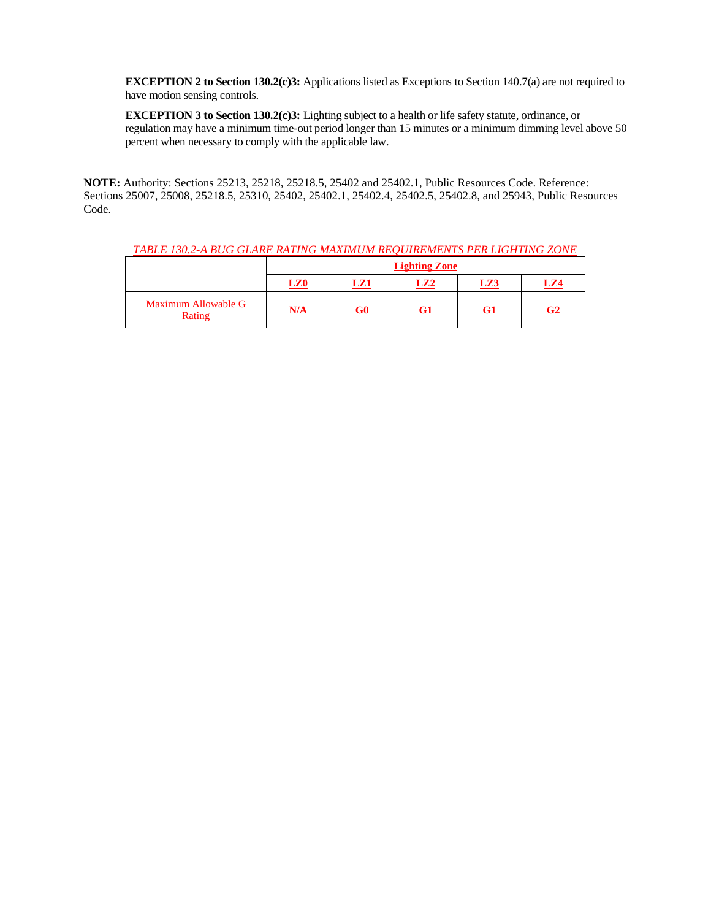**EXCEPTION 2 to Section 130.2(c)3:** Applications listed as Exceptions to Section 140.7(a) are not required to have motion sensing controls.

**EXCEPTION 3 to Section 130.2(c)3:** Lighting subject to a health or life safety statute, ordinance, or regulation may have a minimum time-out period longer than 15 minutes or a minimum dimming level above 50 percent when necessary to comply with the applicable law.

**NOTE:** Authority: Sections 25213, 25218, 25218.5, 25402 and 25402.1, Public Resources Code. Reference: Sections 25007, 25008, 25218.5, 25310, 25402, 25402.1, 25402.4, 25402.5, 25402.8, and 25943, Public Resources Code.

*TABLE 130.2-A BUG GLARE RATING MAXIMUM REQUIREMENTS PER LIGHTING ZONE*

| | **Lighting Zone** | | | | |
|---|---|---|---|---|---|
| | **LZ0** | **LZ1** | **LZ2** | **LZ3** | **LZ4** |
| Maximum Allowable G Rating | **N/A** | **G0** | **G1** | **G1** | **G2** |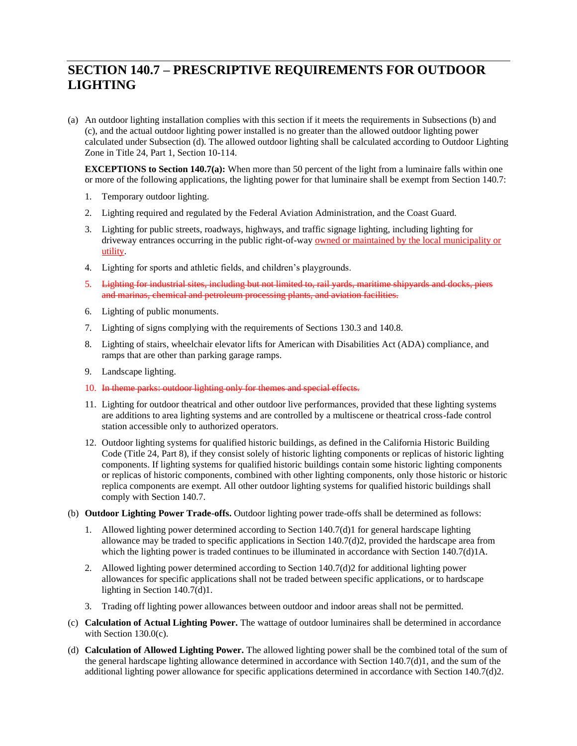# SECTION 140.7 – PRESCRIPTIVE REQUIREMENTS FOR OUTDOOR LIGHTING

(a) An outdoor lighting installation complies with this section if it meets the requirements in Subsections (b) and (c), and the actual outdoor lighting power installed is no greater than the allowed outdoor lighting power calculated under Subsection (d). The allowed outdoor lighting shall be calculated according to Outdoor Lighting Zone in Title 24, Part 1, Section 10-114.

**EXCEPTIONS to Section 140.7(a):** When more than 50 percent of the light from a luminaire falls within one or more of the following applications, the lighting power for that luminaire shall be exempt from Section 140.7:

1. Temporary outdoor lighting.
2. Lighting required and regulated by the Federal Aviation Administration, and the Coast Guard.
3. Lighting for public streets, roadways, highways, and traffic signage lighting, including lighting for driveway entrances occurring in the public right-of-way <u>owned or maintained by the local municipality or utility</u>.
4. Lighting for sports and athletic fields, and children's playgrounds.
5. ~~Lighting for industrial sites, including but not limited to, rail yards, maritime shipyards and docks, piers and marinas, chemical and petroleum processing plants, and aviation facilities.~~
6. Lighting of public monuments.
7. Lighting of signs complying with the requirements of Sections 130.3 and 140.8.
8. Lighting of stairs, wheelchair elevator lifts for American with Disabilities Act (ADA) compliance, and ramps that are other than parking garage ramps.
9. Landscape lighting.
10. ~~In theme parks: outdoor lighting only for themes and special effects.~~
11. Lighting for outdoor theatrical and other outdoor live performances, provided that these lighting systems are additions to area lighting systems and are controlled by a multiscene or theatrical cross-fade control station accessible only to authorized operators.
12. Outdoor lighting systems for qualified historic buildings, as defined in the California Historic Building Code (Title 24, Part 8), if they consist solely of historic lighting components or replicas of historic lighting components. If lighting systems for qualified historic buildings contain some historic lighting components or replicas of historic components, combined with other lighting components, only those historic or historic replica components are exempt. All other outdoor lighting systems for qualified historic buildings shall comply with Section 140.7.

(b) **Outdoor Lighting Power Trade-offs.** Outdoor lighting power trade-offs shall be determined as follows:

1. Allowed lighting power determined according to Section 140.7(d)1 for general hardscape lighting allowance may be traded to specific applications in Section 140.7(d)2, provided the hardscape area from which the lighting power is traded continues to be illuminated in accordance with Section 140.7(d)1A.
2. Allowed lighting power determined according to Section 140.7(d)2 for additional lighting power allowances for specific applications shall not be traded between specific applications, or to hardscape lighting in Section 140.7(d)1.
3. Trading off lighting power allowances between outdoor and indoor areas shall not be permitted.

(c) **Calculation of Actual Lighting Power.** The wattage of outdoor luminaires shall be determined in accordance with Section 130.0(c).

(d) **Calculation of Allowed Lighting Power.** The allowed lighting power shall be the combined total of the sum of the general hardscape lighting allowance determined in accordance with Section 140.7(d)1, and the sum of the additional lighting power allowance for specific applications determined in accordance with Section 140.7(d)2.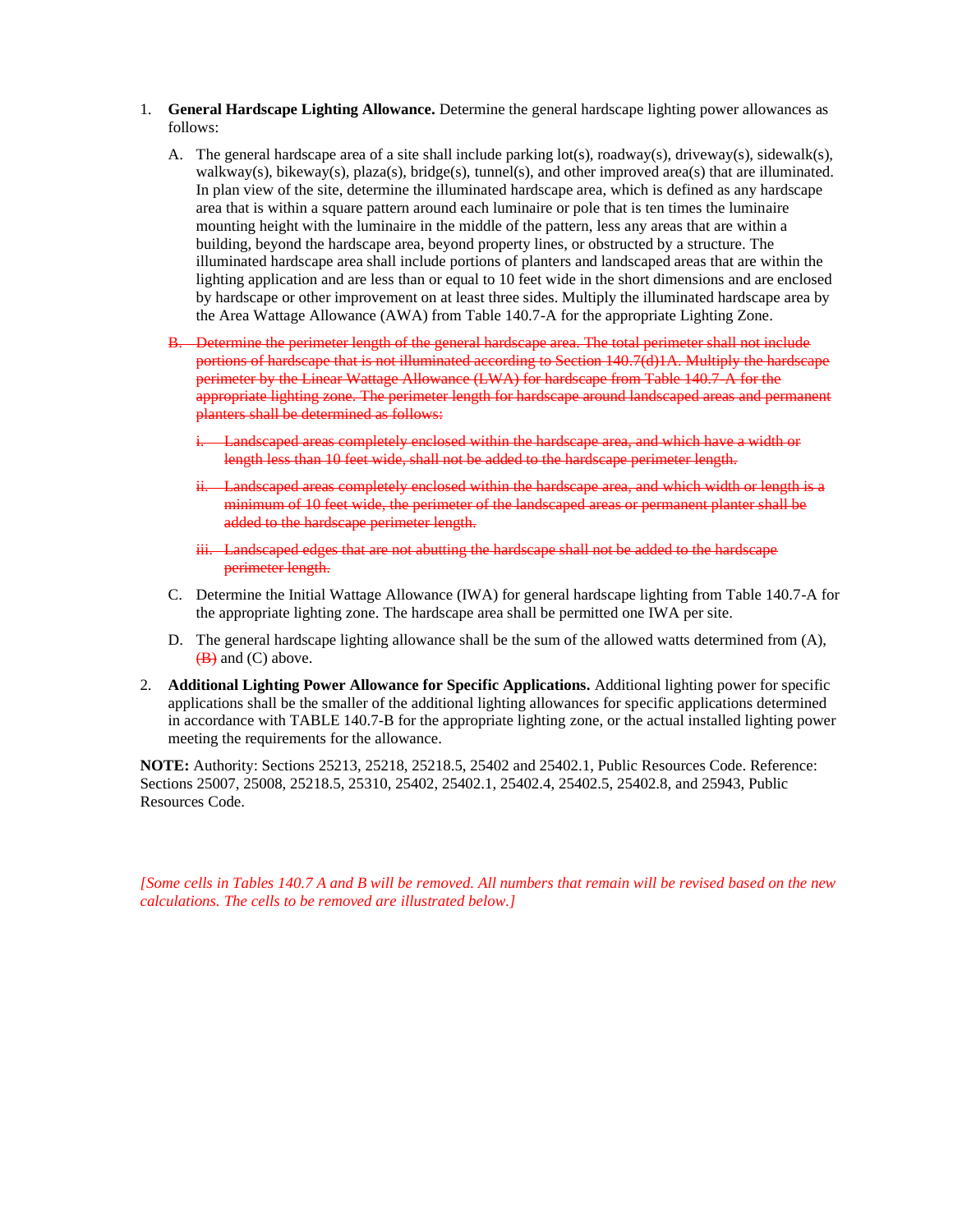1. **General Hardscape Lighting Allowance.** Determine the general hardscape lighting power allowances as follows:

   A. The general hardscape area of a site shall include parking lot(s), roadway(s), driveway(s), sidewalk(s), walkway(s), bikeway(s), plaza(s), bridge(s), tunnel(s), and other improved area(s) that are illuminated. In plan view of the site, determine the illuminated hardscape area, which is defined as any hardscape area that is within a square pattern around each luminaire or pole that is ten times the luminaire mounting height with the luminaire in the middle of the pattern, less any areas that are within a building, beyond the hardscape area, beyond property lines, or obstructed by a structure. The illuminated hardscape area shall include portions of planters and landscaped areas that are within the lighting application and are less than or equal to 10 feet wide in the short dimensions and are enclosed by hardscape or other improvement on at least three sides. Multiply the illuminated hardscape area by the Area Wattage Allowance (AWA) from Table 140.7-A for the appropriate Lighting Zone.

   ~~B. Determine the perimeter length of the general hardscape area. The total perimeter shall not include portions of hardscape that is not illuminated according to Section 140.7(d)1A. Multiply the hardscape perimeter by the Linear Wattage Allowance (LWA) for hardscape from Table 140.7-A for the appropriate lighting zone. The perimeter length for hardscape around landscaped areas and permanent planters shall be determined as follows:~~

      ~~i. Landscaped areas completely enclosed within the hardscape area, and which have a width or length less than 10 feet wide, shall not be added to the hardscape perimeter length.~~

      ~~ii. Landscaped areas completely enclosed within the hardscape area, and which width or length is a minimum of 10 feet wide, the perimeter of the landscaped areas or permanent planter shall be added to the hardscape perimeter length.~~

      ~~iii. Landscaped edges that are not abutting the hardscape shall not be added to the hardscape perimeter length.~~

   C. Determine the Initial Wattage Allowance (IWA) for general hardscape lighting from Table 140.7-A for the appropriate lighting zone. The hardscape area shall be permitted one IWA per site.

   D. The general hardscape lighting allowance shall be the sum of the allowed watts determined from (A), ~~(B)~~ and (C) above.

2. **Additional Lighting Power Allowance for Specific Applications.** Additional lighting power for specific applications shall be the smaller of the additional lighting allowances for specific applications determined in accordance with TABLE 140.7-B for the appropriate lighting zone, or the actual installed lighting power meeting the requirements for the allowance.

**NOTE:** Authority: Sections 25213, 25218, 25218.5, 25402 and 25402.1, Public Resources Code. Reference: Sections 25007, 25008, 25218.5, 25310, 25402, 25402.1, 25402.4, 25402.5, 25402.8, and 25943, Public Resources Code.

*[Some cells in Tables 140.7 A and B will be removed. All numbers that remain will be revised based on the new calculations. The cells to be removed are illustrated below.]*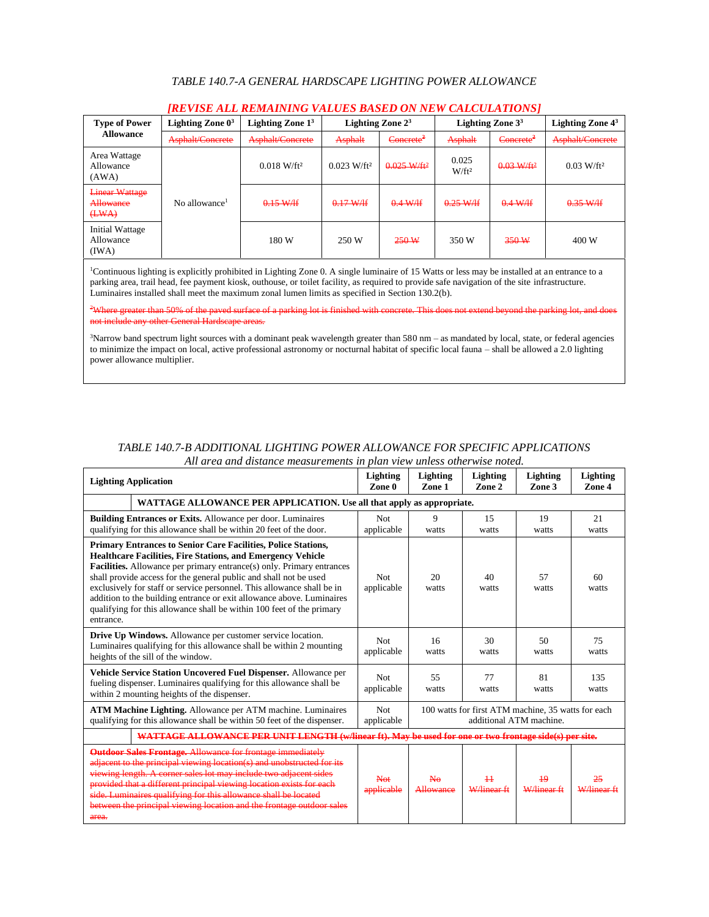*TABLE 140.7-A GENERAL HARDSCAPE LIGHTING POWER ALLOWANCE*

***[REVISE ALL REMAINING VALUES BASED ON NEW CALCULATIONS]***

| Type of Power Allowance | Lighting Zone 0[3] | Lighting Zone 1[3] | Lighting Zone 2[3] | | Lighting Zone 3[3] | | Lighting Zone 4[3] |
|---|---|---|---|---|---|---|---|
| | ~~Asphalt/Concrete~~ | ~~Asphalt/Concrete~~ | ~~Asphalt~~ | ~~Concrete[2]~~ | ~~Asphalt~~ | ~~Concrete[2]~~ | ~~Asphalt/Concrete~~ |
| Area Wattage Allowance (AWA) | No allowance[1] | 0.018 W/ft² | 0.023 W/ft² | ~~0.025 W/ft²~~ | 0.025 W/ft² | ~~0.03 W/ft²~~ | 0.03 W/ft² |
| ~~Linear Wattage Allowance (LWA)~~ | | ~~0.15 W/lf~~ | ~~0.17 W/lf~~ | ~~0.4 W/lf~~ | ~~0.25 W/lf~~ | ~~0.4 W/lf~~ | ~~0.35 W/lf~~ |
| Initial Wattage Allowance (IWA) | | 180 W | 250 W | ~~250 W~~ | 350 W | ~~350 W~~ | 400 W |

[1]Continuous lighting is explicitly prohibited in Lighting Zone 0. A single luminaire of 15 Watts or less may be installed at an entrance to a parking area, trail head, fee payment kiosk, outhouse, or toilet facility, as required to provide safe navigation of the site infrastructure. Luminaires installed shall meet the maximum zonal lumen limits as specified in Section 130.2(b).

~~[2]Where greater than 50% of the paved surface of a parking lot is finished with concrete. This does not extend beyond the parking lot, and does not include any other General Hardscape areas.~~

[3]Narrow band spectrum light sources with a dominant peak wavelength greater than 580 nm – as mandated by local, state, or federal agencies to minimize the impact on local, active professional astronomy or nocturnal habitat of specific local fauna – shall be allowed a 2.0 lighting power allowance multiplier.

*TABLE 140.7-B ADDITIONAL LIGHTING POWER ALLOWANCE FOR SPECIFIC APPLICATIONS*
*All area and distance measurements in plan view unless otherwise noted.*

| Lighting Application | Lighting Zone 0 | Lighting Zone 1 | Lighting Zone 2 | Lighting Zone 3 | Lighting Zone 4 |
|---|---|---|---|---|---|
| **WATTAGE ALLOWANCE PER APPLICATION. Use all that apply as appropriate.** | | | | | |
| **Building Entrances or Exits.** Allowance per door. Luminaires qualifying for this allowance shall be within 20 feet of the door. | Not applicable | 9 watts | 15 watts | 19 watts | 21 watts |
| **Primary Entrances to Senior Care Facilities, Police Stations, Healthcare Facilities, Fire Stations, and Emergency Vehicle Facilities.** Allowance per primary entrance(s) only. Primary entrances shall provide access for the general public and shall not be used exclusively for staff or service personnel. This allowance shall be in addition to the building entrance or exit allowance above. Luminaires qualifying for this allowance shall be within 100 feet of the primary entrance. | Not applicable | 20 watts | 40 watts | 57 watts | 60 watts |
| **Drive Up Windows.** Allowance per customer service location. Luminaires qualifying for this allowance shall be within 2 mounting heights of the sill of the window. | Not applicable | 16 watts | 30 watts | 50 watts | 75 watts |
| **Vehicle Service Station Uncovered Fuel Dispenser.** Allowance per fueling dispenser. Luminaires qualifying for this allowance shall be within 2 mounting heights of the dispenser. | Not applicable | 55 watts | 77 watts | 81 watts | 135 watts |
| **ATM Machine Lighting.** Allowance per ATM machine. Luminaires qualifying for this allowance shall be within 50 feet of the dispenser. | Not applicable | 100 watts for first ATM machine, 35 watts for each additional ATM machine. | | | |
| ~~**WATTAGE ALLOWANCE PER UNIT LENGTH (w/linear ft). May be used for one or two frontage side(s) per site.**~~ | | | | | |
| ~~**Outdoor Sales Frontage.** Allowance for frontage immediately adjacent to the principal viewing location(s) and unobstructed for its viewing length. A corner sales lot may include two adjacent sides provided that a different principal viewing location exists for each side. Luminaires qualifying for this allowance shall be located between the principal viewing location and the frontage outdoor sales area.~~ | ~~Not applicable~~ | ~~No Allowance~~ | ~~11 W/linear ft~~ | ~~19 W/linear ft~~ | ~~25 W/linear ft~~ |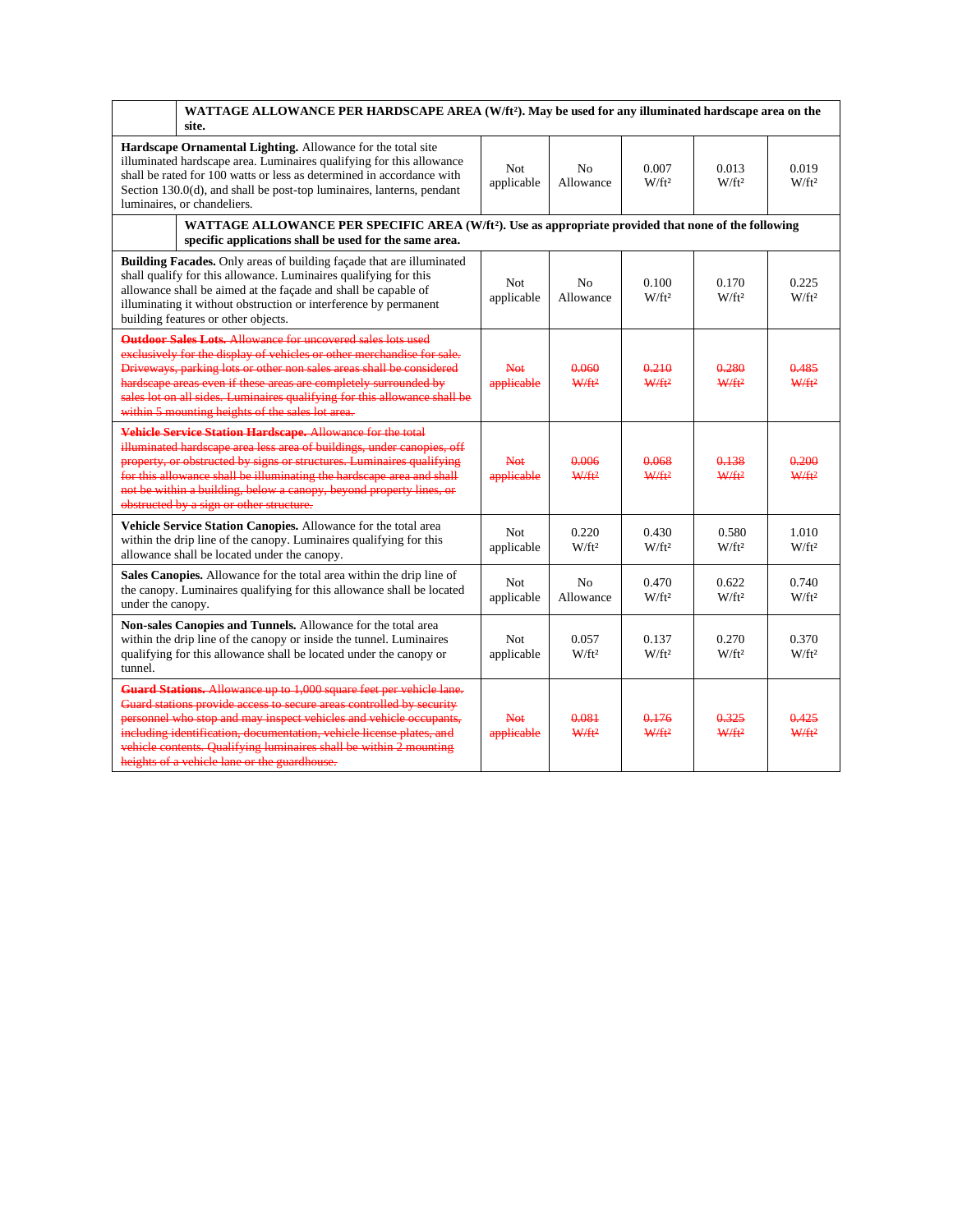| | | | | | |
|---|---|---|---|---|---|
| | **WATTAGE ALLOWANCE PER HARDSCAPE AREA (W/ft²). May be used for any illuminated hardscape area on the site.** | | | | |
| **Hardscape Ornamental Lighting.** Allowance for the total site illuminated hardscape area. Luminaires qualifying for this allowance shall be rated for 100 watts or less as determined in accordance with Section 130.0(d), and shall be post-top luminaires, lanterns, pendant luminaires, or chandeliers. | Not applicable | No Allowance | 0.007 W/ft² | 0.013 W/ft² | 0.019 W/ft² |
| | **WATTAGE ALLOWANCE PER SPECIFIC AREA (W/ft²). Use as appropriate provided that none of the following specific applications shall be used for the same area.** | | | | |
| **Building Facades.** Only areas of building façade that are illuminated shall qualify for this allowance. Luminaires qualifying for this allowance shall be aimed at the façade and shall be capable of illuminating it without obstruction or interference by permanent building features or other objects. | Not applicable | No Allowance | 0.100 W/ft² | 0.170 W/ft² | 0.225 W/ft² |
| ~~**Outdoor Sales Lots.** Allowance for uncovered sales lots used exclusively for the display of vehicles or other merchandise for sale. Driveways, parking lots or other non sales areas shall be considered hardscape areas even if these areas are completely surrounded by sales lot on all sides. Luminaires qualifying for this allowance shall be within 5 mounting heights of the sales lot area.~~ | ~~Not applicable~~ | ~~0.060 W/ft²~~ | ~~0.210 W/ft²~~ | ~~0.280 W/ft²~~ | ~~0.485 W/ft²~~ |
| ~~**Vehicle Service Station Hardscape.** Allowance for the total illuminated hardscape area less area of buildings, under canopies, off property, or obstructed by signs or structures. Luminaires qualifying for this allowance shall be illuminating the hardscape area and shall not be within a building, below a canopy, beyond property lines, or obstructed by a sign or other structure.~~ | ~~Not applicable~~ | ~~0.006 W/ft²~~ | ~~0.068 W/ft²~~ | ~~0.138 W/ft²~~ | ~~0.200 W/ft²~~ |
| **Vehicle Service Station Canopies.** Allowance for the total area within the drip line of the canopy. Luminaires qualifying for this allowance shall be located under the canopy. | Not applicable | 0.220 W/ft² | 0.430 W/ft² | 0.580 W/ft² | 1.010 W/ft² |
| **Sales Canopies.** Allowance for the total area within the drip line of the canopy. Luminaires qualifying for this allowance shall be located under the canopy. | Not applicable | No Allowance | 0.470 W/ft² | 0.622 W/ft² | 0.740 W/ft² |
| **Non-sales Canopies and Tunnels.** Allowance for the total area within the drip line of the canopy or inside the tunnel. Luminaires qualifying for this allowance shall be located under the canopy or tunnel. | Not applicable | 0.057 W/ft² | 0.137 W/ft² | 0.270 W/ft² | 0.370 W/ft² |
| ~~**Guard Stations.** Allowance up to 1,000 square feet per vehicle lane. Guard stations provide access to secure areas controlled by security personnel who stop and may inspect vehicles and vehicle occupants, including identification, documentation, vehicle license plates, and vehicle contents. Qualifying luminaires shall be within 2 mounting heights of a vehicle lane or the guardhouse.~~ | ~~Not applicable~~ | ~~0.081 W/ft²~~ | ~~0.176 W/ft²~~ | ~~0.325 W/ft²~~ | ~~0.425 W/ft²~~ |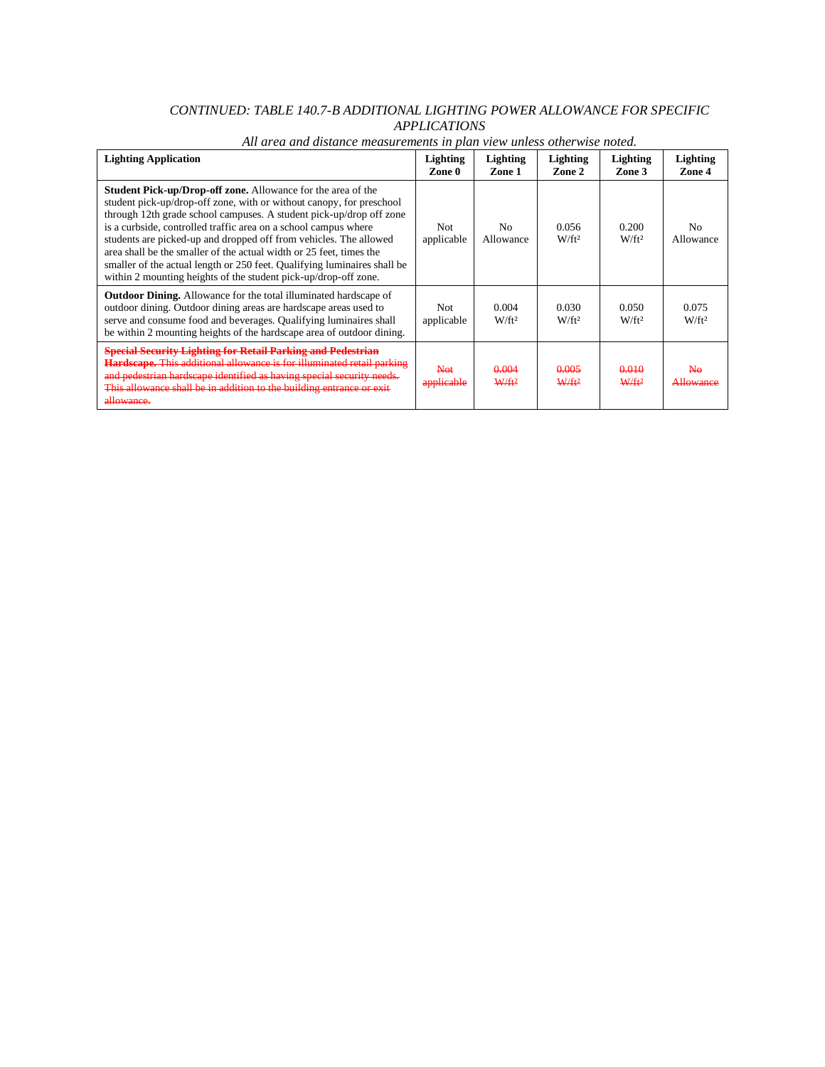*CONTINUED: TABLE 140.7-B ADDITIONAL LIGHTING POWER ALLOWANCE FOR SPECIFIC APPLICATIONS*

*All area and distance measurements in plan view unless otherwise noted.*

| Lighting Application | Lighting Zone 0 | Lighting Zone 1 | Lighting Zone 2 | Lighting Zone 3 | Lighting Zone 4 |
|---|---|---|---|---|---|
| **Student Pick-up/Drop-off zone.** Allowance for the area of the student pick-up/drop-off zone, with or without canopy, for preschool through 12th grade school campuses. A student pick-up/drop off zone is a curbside, controlled traffic area on a school campus where students are picked-up and dropped off from vehicles. The allowed area shall be the smaller of the actual width or 25 feet, times the smaller of the actual length or 250 feet. Qualifying luminaires shall be within 2 mounting heights of the student pick-up/drop-off zone. | Not applicable | No Allowance | 0.056 W/ft² | 0.200 W/ft² | No Allowance |
| **Outdoor Dining.** Allowance for the total illuminated hardscape of outdoor dining. Outdoor dining areas are hardscape areas used to serve and consume food and beverages. Qualifying luminaires shall be within 2 mounting heights of the hardscape area of outdoor dining. | Not applicable | 0.004 W/ft² | 0.030 W/ft² | 0.050 W/ft² | 0.075 W/ft² |
| ~~**Special Security Lighting for Retail Parking and Pedestrian Hardscape.** This additional allowance is for illuminated retail parking and pedestrian hardscape identified as having special security needs. This allowance shall be in addition to the building entrance or exit allowance.~~ | ~~Not applicable~~ | ~~0.004 W/ft²~~ | ~~0.005 W/ft²~~ | ~~0.010 W/ft²~~ | ~~No Allowance~~ |